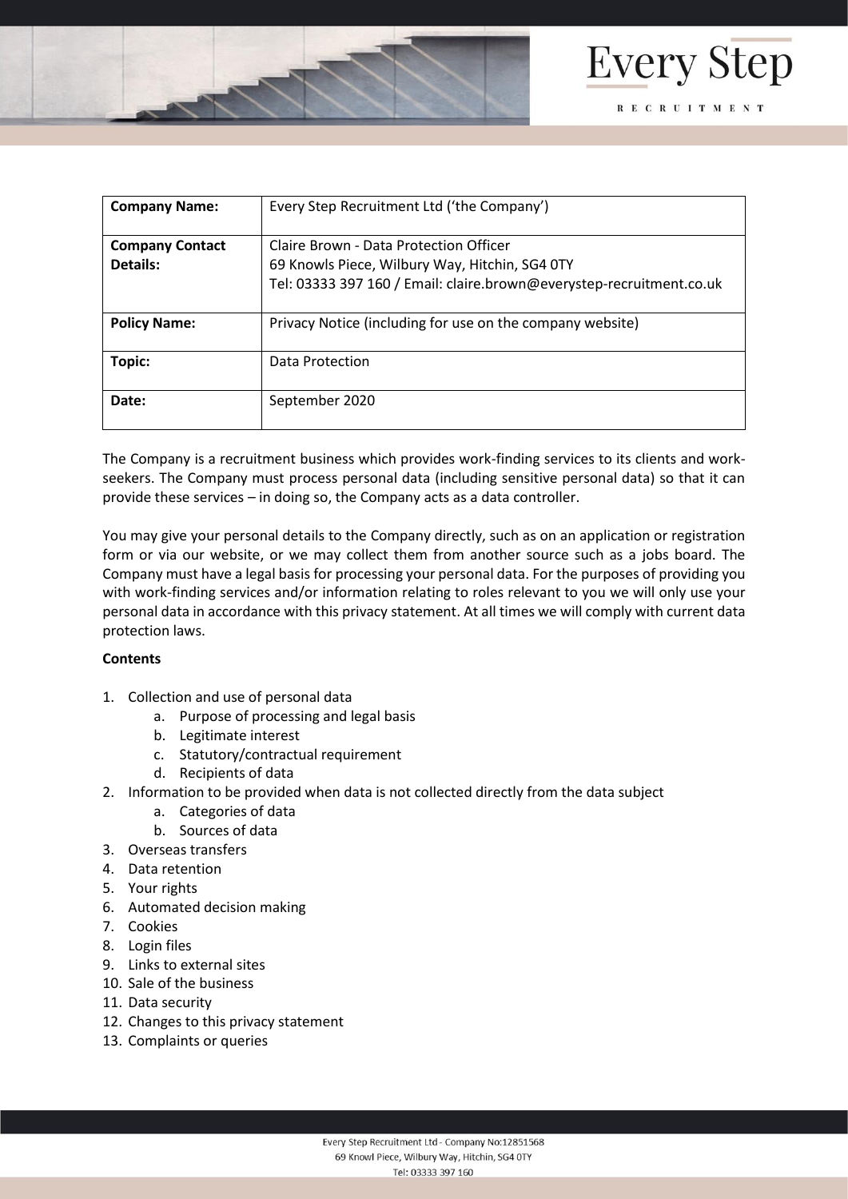| Company Name: | Every Step Recruitment Ltd ('the Company') |
|---|---|
| Company Contact Details: | Claire Brown - Data Protection Officer<br>69 Knowls Piece, Wilbury Way, Hitchin, SG4 0TY<br>Tel: 03333 397 160 / Email: claire.brown@everystep-recruitment.co.uk |
| Policy Name: | Privacy Notice (including for use on the company website) |
| Topic: | Data Protection |
| Date: | September 2020 |

The Company is a recruitment business which provides work-finding services to its clients and work-seekers. The Company must process personal data (including sensitive personal data) so that it can provide these services – in doing so, the Company acts as a data controller.

You may give your personal details to the Company directly, such as on an application or registration form or via our website, or we may collect them from another source such as a jobs board. The Company must have a legal basis for processing your personal data. For the purposes of providing you with work-finding services and/or information relating to roles relevant to you we will only use your personal data in accordance with this privacy statement. At all times we will comply with current data protection laws.

**Contents**

1. Collection and use of personal data
    a. Purpose of processing and legal basis
    b. Legitimate interest
    c. Statutory/contractual requirement
    d. Recipients of data
2. Information to be provided when data is not collected directly from the data subject
    a. Categories of data
    b. Sources of data
3. Overseas transfers
4. Data retention
5. Your rights
6. Automated decision making
7. Cookies
8. Login files
9. Links to external sites
10. Sale of the business
11. Data security
12. Changes to this privacy statement
13. Complaints or queries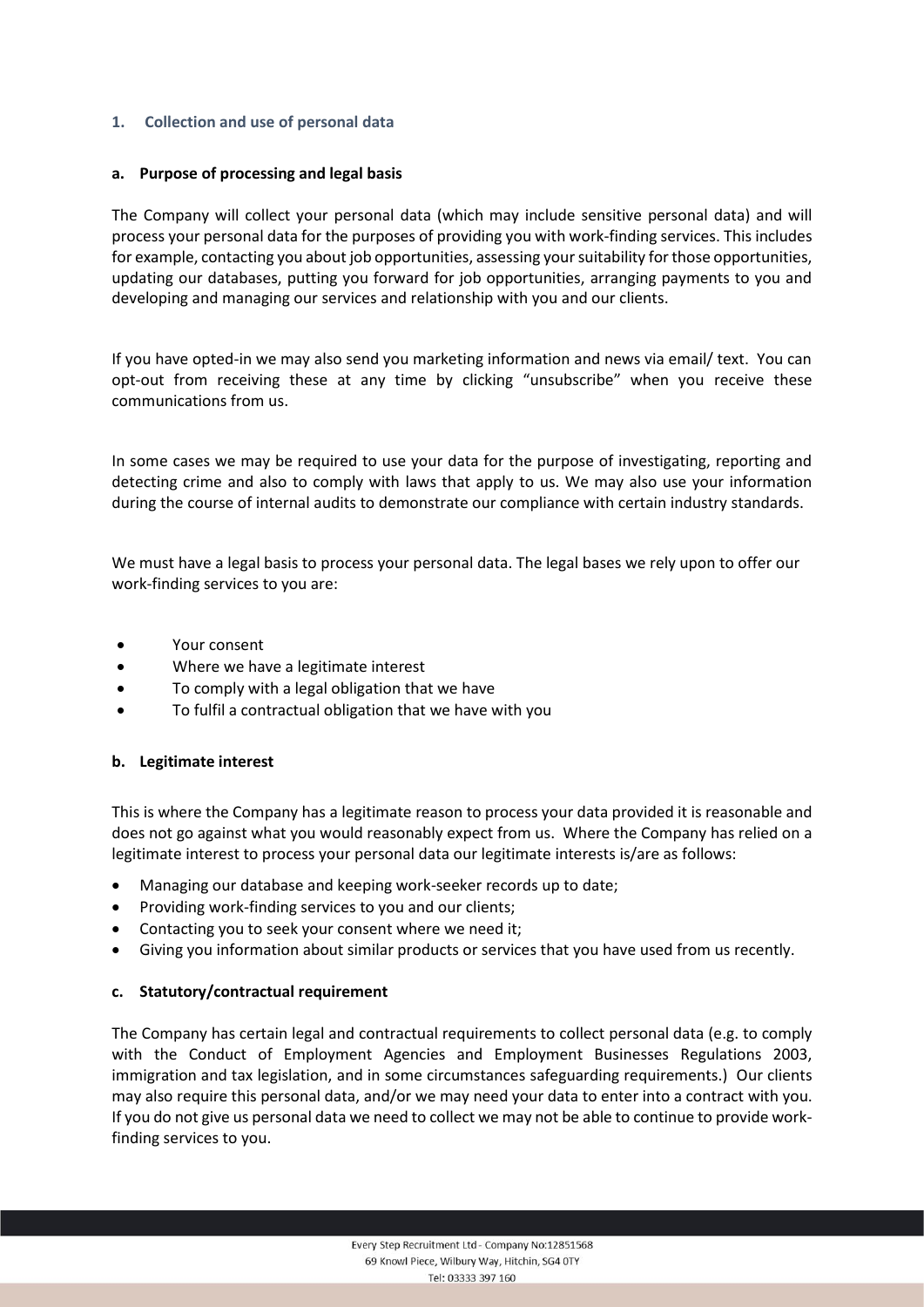## 1. Collection and use of personal data

### a. Purpose of processing and legal basis

The Company will collect your personal data (which may include sensitive personal data) and will process your personal data for the purposes of providing you with work-finding services. This includes for example, contacting you about job opportunities, assessing your suitability for those opportunities, updating our databases, putting you forward for job opportunities, arranging payments to you and developing and managing our services and relationship with you and our clients.

If you have opted-in we may also send you marketing information and news via email/ text. You can opt-out from receiving these at any time by clicking "unsubscribe" when you receive these communications from us.

In some cases we may be required to use your data for the purpose of investigating, reporting and detecting crime and also to comply with laws that apply to us. We may also use your information during the course of internal audits to demonstrate our compliance with certain industry standards.

We must have a legal basis to process your personal data. The legal bases we rely upon to offer our work-finding services to you are:

- Your consent
- Where we have a legitimate interest
- To comply with a legal obligation that we have
- To fulfil a contractual obligation that we have with you

### b. Legitimate interest

This is where the Company has a legitimate reason to process your data provided it is reasonable and does not go against what you would reasonably expect from us. Where the Company has relied on a legitimate interest to process your personal data our legitimate interests is/are as follows:

- Managing our database and keeping work-seeker records up to date;
- Providing work-finding services to you and our clients;
- Contacting you to seek your consent where we need it;
- Giving you information about similar products or services that you have used from us recently.

### c. Statutory/contractual requirement

The Company has certain legal and contractual requirements to collect personal data (e.g. to comply with the Conduct of Employment Agencies and Employment Businesses Regulations 2003, immigration and tax legislation, and in some circumstances safeguarding requirements.) Our clients may also require this personal data, and/or we may need your data to enter into a contract with you. If you do not give us personal data we need to collect we may not be able to continue to provide work-finding services to you.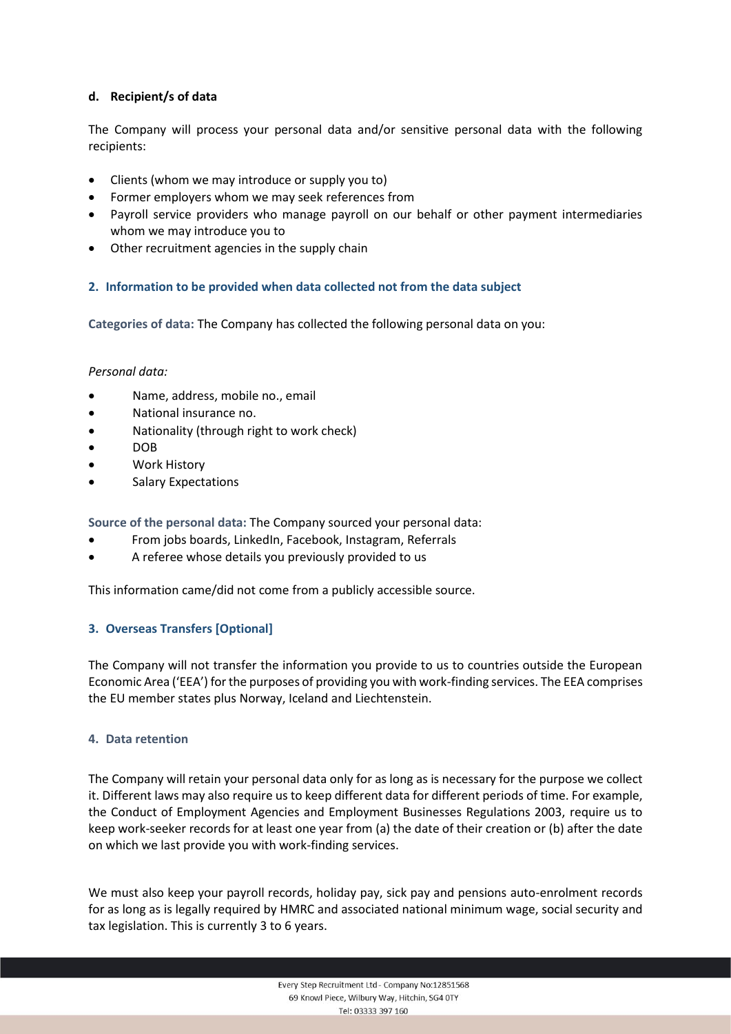#### d. Recipient/s of data

The Company will process your personal data and/or sensitive personal data with the following recipients:

- Clients (whom we may introduce or supply you to)
- Former employers whom we may seek references from
- Payroll service providers who manage payroll on our behalf or other payment intermediaries whom we may introduce you to
- Other recruitment agencies in the supply chain

### 2. Information to be provided when data collected not from the data subject

**Categories of data:** The Company has collected the following personal data on you:

*Personal data:*

- Name, address, mobile no., email
- National insurance no.
- Nationality (through right to work check)
- DOB
- Work History
- Salary Expectations

**Source of the personal data:** The Company sourced your personal data:

- From jobs boards, LinkedIn, Facebook, Instagram, Referrals
- A referee whose details you previously provided to us

This information came/did not come from a publicly accessible source.

### 3. Overseas Transfers [Optional]

The Company will not transfer the information you provide to us to countries outside the European Economic Area ('EEA') for the purposes of providing you with work-finding services. The EEA comprises the EU member states plus Norway, Iceland and Liechtenstein.

### 4. Data retention

The Company will retain your personal data only for as long as is necessary for the purpose we collect it. Different laws may also require us to keep different data for different periods of time. For example, the Conduct of Employment Agencies and Employment Businesses Regulations 2003, require us to keep work-seeker records for at least one year from (a) the date of their creation or (b) after the date on which we last provide you with work-finding services.

We must also keep your payroll records, holiday pay, sick pay and pensions auto-enrolment records for as long as is legally required by HMRC and associated national minimum wage, social security and tax legislation. This is currently 3 to 6 years.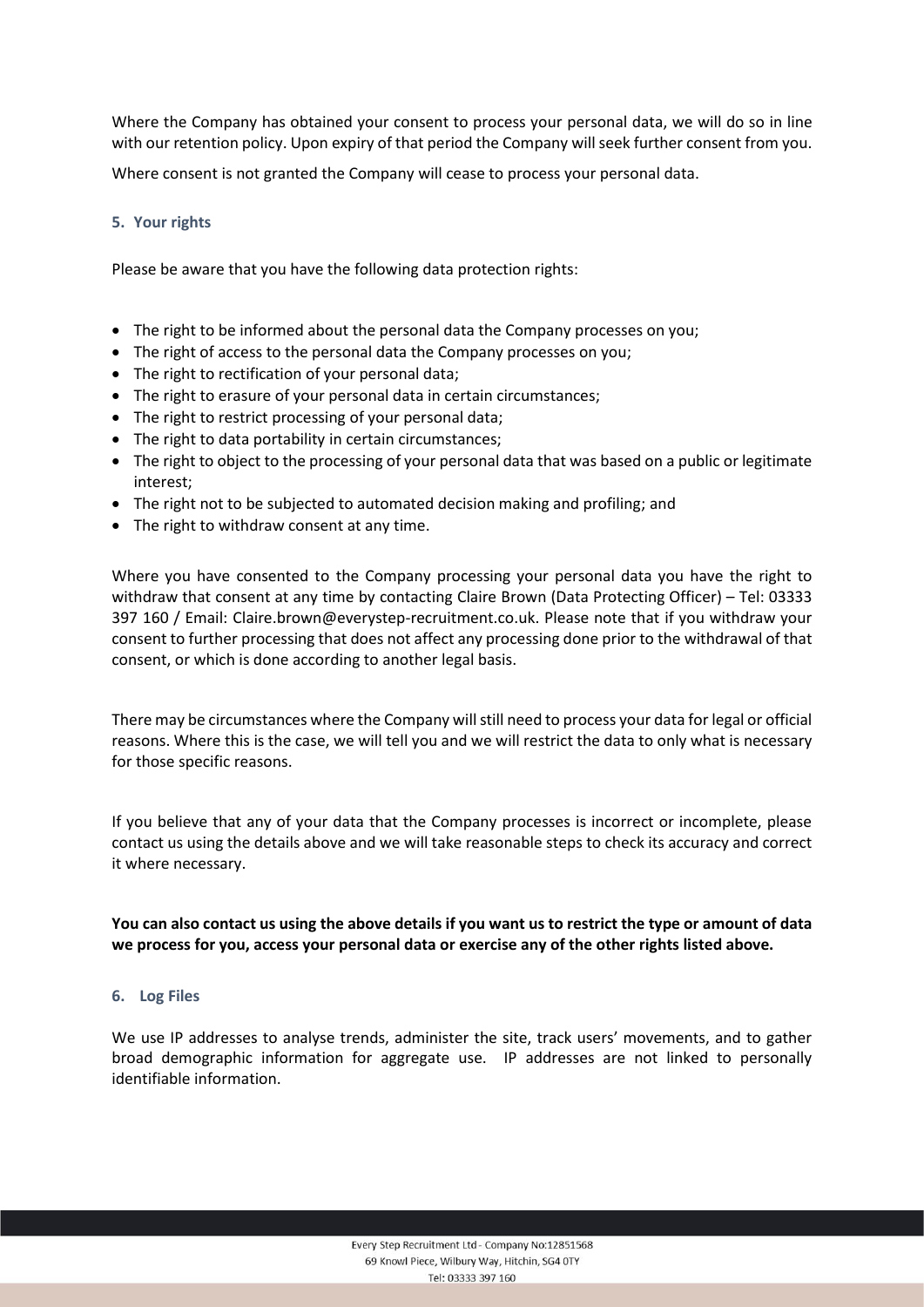Where the Company has obtained your consent to process your personal data, we will do so in line with our retention policy. Upon expiry of that period the Company will seek further consent from you.

Where consent is not granted the Company will cease to process your personal data.

## 5. Your rights

Please be aware that you have the following data protection rights:

- The right to be informed about the personal data the Company processes on you;
- The right of access to the personal data the Company processes on you;
- The right to rectification of your personal data;
- The right to erasure of your personal data in certain circumstances;
- The right to restrict processing of your personal data;
- The right to data portability in certain circumstances;
- The right to object to the processing of your personal data that was based on a public or legitimate interest;
- The right not to be subjected to automated decision making and profiling; and
- The right to withdraw consent at any time.

Where you have consented to the Company processing your personal data you have the right to withdraw that consent at any time by contacting Claire Brown (Data Protecting Officer) – Tel: 03333 397 160 / Email: Claire.brown@everystep-recruitment.co.uk. Please note that if you withdraw your consent to further processing that does not affect any processing done prior to the withdrawal of that consent, or which is done according to another legal basis.

There may be circumstances where the Company will still need to process your data for legal or official reasons. Where this is the case, we will tell you and we will restrict the data to only what is necessary for those specific reasons.

If you believe that any of your data that the Company processes is incorrect or incomplete, please contact us using the details above and we will take reasonable steps to check its accuracy and correct it where necessary.

**You can also contact us using the above details if you want us to restrict the type or amount of data we process for you, access your personal data or exercise any of the other rights listed above.**

## 6. Log Files

We use IP addresses to analyse trends, administer the site, track users' movements, and to gather broad demographic information for aggregate use. IP addresses are not linked to personally identifiable information.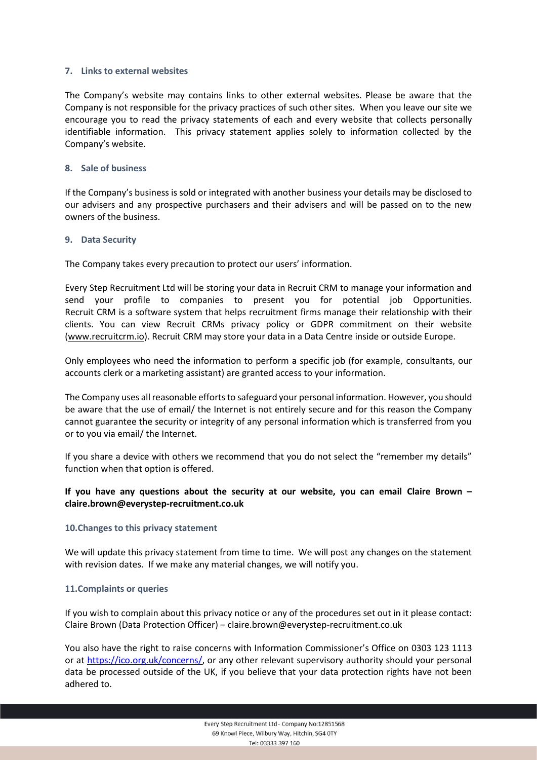### 7. Links to external websites

The Company's website may contains links to other external websites. Please be aware that the Company is not responsible for the privacy practices of such other sites. When you leave our site we encourage you to read the privacy statements of each and every website that collects personally identifiable information. This privacy statement applies solely to information collected by the Company's website.

### 8. Sale of business

If the Company's business is sold or integrated with another business your details may be disclosed to our advisers and any prospective purchasers and their advisers and will be passed on to the new owners of the business.

### 9. Data Security

The Company takes every precaution to protect our users' information.

Every Step Recruitment Ltd will be storing your data in Recruit CRM to manage your information and send your profile to companies to present you for potential job Opportunities. Recruit CRM is a software system that helps recruitment firms manage their relationship with their clients. You can view Recruit CRMs privacy policy or GDPR commitment on their website (www.recruitcrm.io). Recruit CRM may store your data in a Data Centre inside or outside Europe.

Only employees who need the information to perform a specific job (for example, consultants, our accounts clerk or a marketing assistant) are granted access to your information.

The Company uses all reasonable efforts to safeguard your personal information. However, you should be aware that the use of email/ the Internet is not entirely secure and for this reason the Company cannot guarantee the security or integrity of any personal information which is transferred from you or to you via email/ the Internet.

If you share a device with others we recommend that you do not select the "remember my details" function when that option is offered.

**If you have any questions about the security at our website, you can email Claire Brown – claire.brown@everystep-recruitment.co.uk**

### 10. Changes to this privacy statement

We will update this privacy statement from time to time. We will post any changes on the statement with revision dates. If we make any material changes, we will notify you.

### 11. Complaints or queries

If you wish to complain about this privacy notice or any of the procedures set out in it please contact: Claire Brown (Data Protection Officer) – claire.brown@everystep-recruitment.co.uk

You also have the right to raise concerns with Information Commissioner's Office on 0303 123 1113 or at https://ico.org.uk/concerns/, or any other relevant supervisory authority should your personal data be processed outside of the UK, if you believe that your data protection rights have not been adhered to.

Every Step Recruitment Ltd - Company No:12851568
69 Knowl Piece, Wilbury Way, Hitchin, SG4 0TY
Tel: 03333 397 160